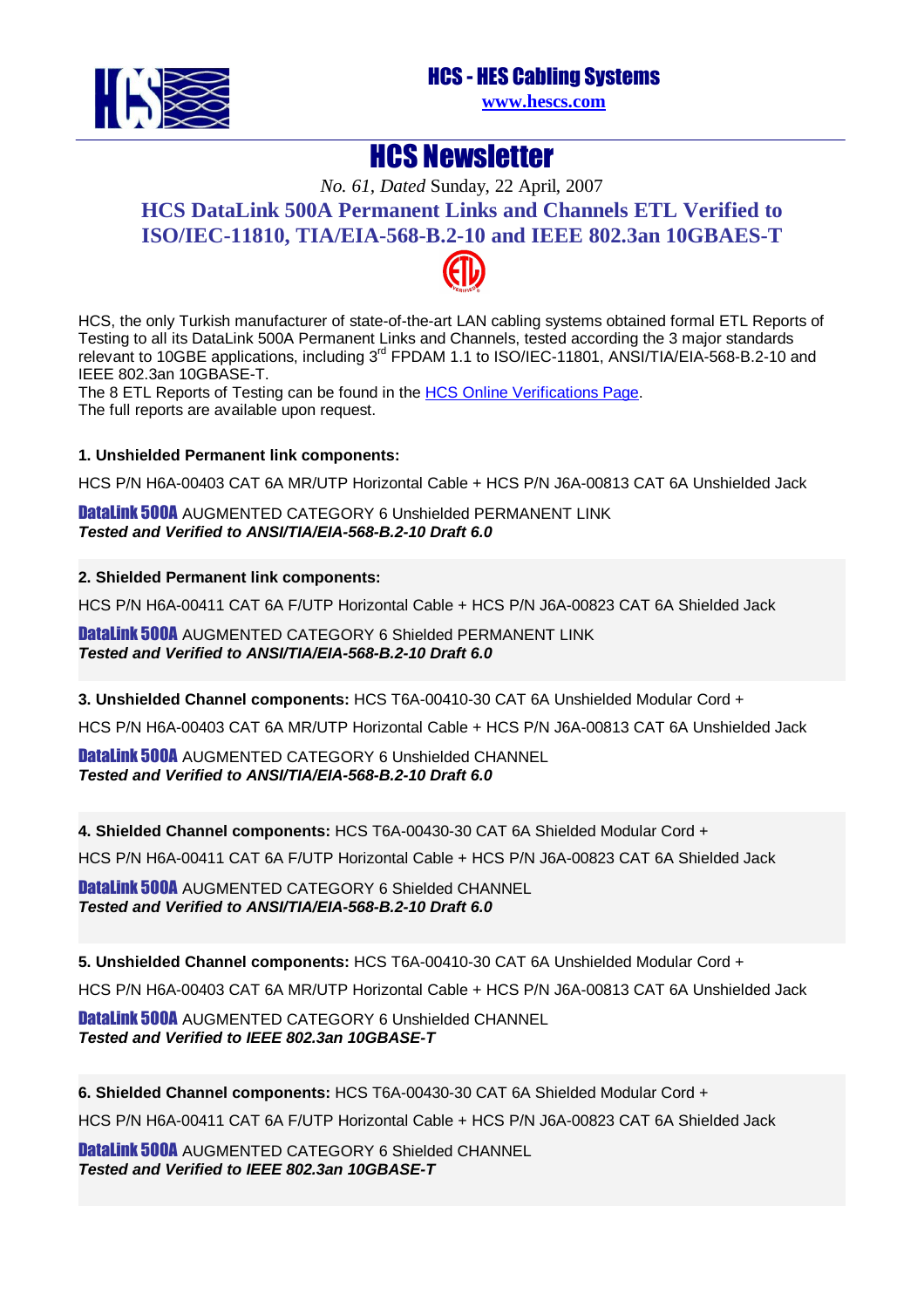# HCS - HES Cabling Systems

www.hescs.com

# HCS Newsletter

*No. 61, Dated* Sunday, 22 April, 2007

## HCS DataLink 500A Permanent Links and Channels ETL Verified to ISO/IEC-11810, TIA/EIA-568-B.2-10 and IEEE 802.3an 10GBAES-T

HCS, the only Turkish manufacturer of state-of-the-art LAN cabling systems obtained formal ETL Reports of Testing to all its DataLink 500A Permanent Links and Channels, tested according the 3 major standards relevant to 10GBE applications, including 3rd FPDAM 1.1 to ISO/IEC-11801, ANSI/TIA/EIA-568-B.2-10 and IEEE 802.3an 10GBASE-T.
The 8 ETL Reports of Testing can be found in the HCS Online Verifications Page.
The full reports are available upon request.

**1. Unshielded Permanent link components:**

HCS P/N H6A-00403 CAT 6A MR/UTP Horizontal Cable + HCS P/N J6A-00813 CAT 6A Unshielded Jack

**DataLink 500A** AUGMENTED CATEGORY 6 Unshielded PERMANENT LINK
***Tested and Verified to ANSI/TIA/EIA-568-B.2-10 Draft 6.0***

**2. Shielded Permanent link components:**

HCS P/N H6A-00411 CAT 6A F/UTP Horizontal Cable + HCS P/N J6A-00823 CAT 6A Shielded Jack

**DataLink 500A** AUGMENTED CATEGORY 6 Shielded PERMANENT LINK
***Tested and Verified to ANSI/TIA/EIA-568-B.2-10 Draft 6.0***

**3. Unshielded Channel components:** HCS T6A-00410-30 CAT 6A Unshielded Modular Cord +

HCS P/N H6A-00403 CAT 6A MR/UTP Horizontal Cable + HCS P/N J6A-00813 CAT 6A Unshielded Jack

**DataLink 500A** AUGMENTED CATEGORY 6 Unshielded CHANNEL
***Tested and Verified to ANSI/TIA/EIA-568-B.2-10 Draft 6.0***

**4. Shielded Channel components:** HCS T6A-00430-30 CAT 6A Shielded Modular Cord +

HCS P/N H6A-00411 CAT 6A F/UTP Horizontal Cable + HCS P/N J6A-00823 CAT 6A Shielded Jack

**DataLink 500A** AUGMENTED CATEGORY 6 Shielded CHANNEL
***Tested and Verified to ANSI/TIA/EIA-568-B.2-10 Draft 6.0***

**5. Unshielded Channel components:** HCS T6A-00410-30 CAT 6A Unshielded Modular Cord +

HCS P/N H6A-00403 CAT 6A MR/UTP Horizontal Cable + HCS P/N J6A-00813 CAT 6A Unshielded Jack

**DataLink 500A** AUGMENTED CATEGORY 6 Unshielded CHANNEL
***Tested and Verified to IEEE 802.3an 10GBASE-T***

**6. Shielded Channel components:** HCS T6A-00430-30 CAT 6A Shielded Modular Cord +

HCS P/N H6A-00411 CAT 6A F/UTP Horizontal Cable + HCS P/N J6A-00823 CAT 6A Shielded Jack

**DataLink 500A** AUGMENTED CATEGORY 6 Shielded CHANNEL
***Tested and Verified to IEEE 802.3an 10GBASE-T***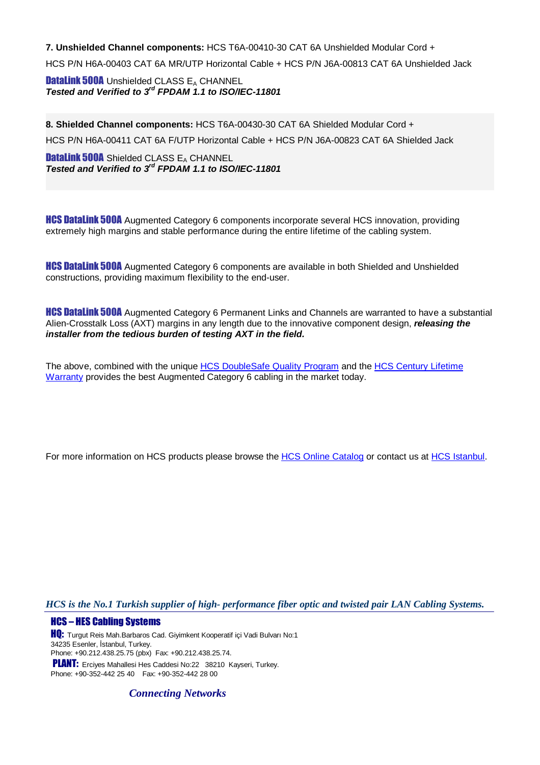**7. Unshielded Channel components:** HCS T6A-00410-30 CAT 6A Unshielded Modular Cord + HCS P/N H6A-00403 CAT 6A MR/UTP Horizontal Cable + HCS P/N J6A-00813 CAT 6A Unshielded Jack

**DataLink 500A** Unshielded CLASS $E_A$ CHANNEL
***Tested and Verified to 3rd FPDAM 1.1 to ISO/IEC-11801***

**8. Shielded Channel components:** HCS T6A-00430-30 CAT 6A Shielded Modular Cord + HCS P/N H6A-00411 CAT 6A F/UTP Horizontal Cable + HCS P/N J6A-00823 CAT 6A Shielded Jack

**DataLink 500A** Shielded CLASS $E_A$ CHANNEL
***Tested and Verified to 3rd FPDAM 1.1 to ISO/IEC-11801***

**HCS DataLink 500A** Augmented Category 6 components incorporate several HCS innovation, providing extremely high margins and stable performance during the entire lifetime of the cabling system.

**HCS DataLink 500A** Augmented Category 6 components are available in both Shielded and Unshielded constructions, providing maximum flexibility to the end-user.

**HCS DataLink 500A** Augmented Category 6 Permanent Links and Channels are warranted to have a substantial Alien-Crosstalk Loss (AXT) margins in any length due to the innovative component design, ***releasing the installer from the tedious burden of testing AXT in the field.***

The above, combined with the unique HCS DoubleSafe Quality Program and the HCS Century Lifetime Warranty provides the best Augmented Category 6 cabling in the market today.

For more information on HCS products please browse the HCS Online Catalog or contact us at HCS Istanbul.

*HCS is the No.1 Turkish supplier of high- performance fiber optic and twisted pair LAN Cabling Systems.*

**HCS – HES Cabling Systems**

**HQ:** Turgut Reis Mah.Barbaros Cad. Giyimkent Kooperatif içi Vadi Bulvarı No:1
34235 Esenler, İstanbul, Turkey.
Phone: +90.212.438.25.75 (pbx) Fax: +90.212.438.25.74.

**PLANT:** Erciyes Mahallesi Hes Caddesi No:22 38210 Kayseri, Turkey.
Phone: +90-352-442 25 40 Fax: +90-352-442 28 00

*Connecting Networks*